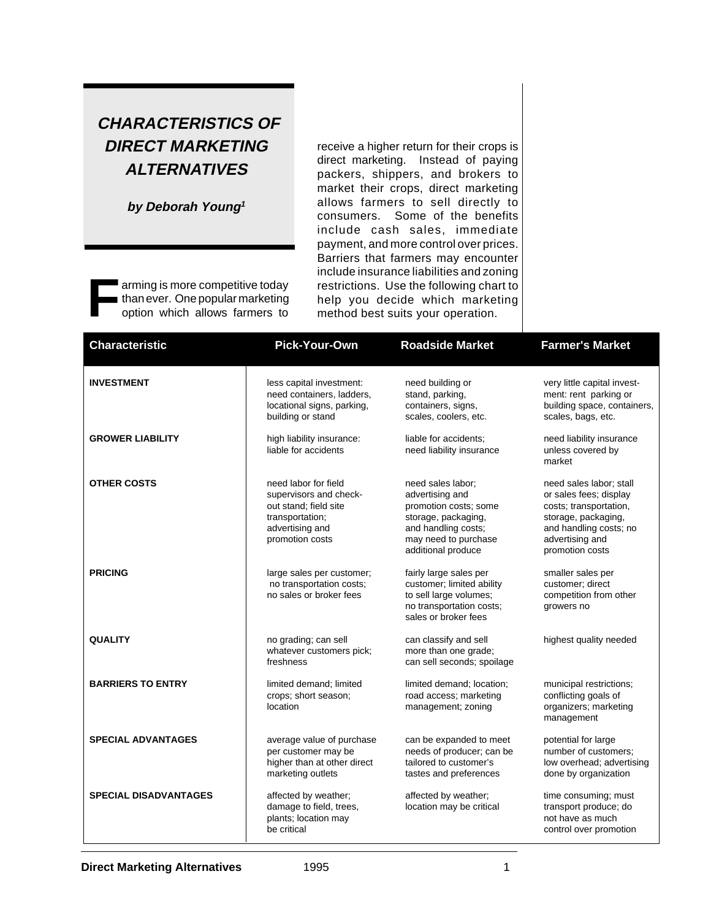# CHARACTERISTICS OF DIRECT MARKETING ALTERNATIVES

**by Deborah Young[1]**

Farming is more competitive today than ever. One popular marketing option which allows farmers to receive a higher return for their crops is direct marketing. Instead of paying packers, shippers, and brokers to market their crops, direct marketing allows farmers to sell directly to consumers. Some of the benefits include cash sales, immediate payment, and more control over prices. Barriers that farmers may encounter include insurance liabilities and zoning restrictions. Use the following chart to help you decide which marketing method best suits your operation.

| Characteristic | Pick-Your-Own | Roadside Market | Farmer's Market |
|---|---|---|---|
| **INVESTMENT** | less capital investment: need containers, ladders, locational signs, parking, building or stand | need building or stand, parking, containers, signs, scales, coolers, etc. | very little capital investment: rent parking or building space, containers, scales, bags, etc. |
| **GROWER LIABILITY** | high liability insurance: liable for accidents | liable for accidents; need liability insurance | need liability insurance unless covered by market |
| **OTHER COSTS** | need labor for field supervisors and check-out stand; field site transportation; advertising and promotion costs | need sales labor; advertising and promotion costs; some storage, packaging, and handling costs; may need to purchase additional produce | need sales labor; stall or sales fees; display costs; transportation, storage, packaging, and handling costs; no advertising and promotion costs |
| **PRICING** | large sales per customer; no transportation costs; no sales or broker fees | fairly large sales per customer; limited ability to sell large volumes; no transportation costs; sales or broker fees | smaller sales per customer; direct competition from other growers no |
| **QUALITY** | no grading; can sell whatever customers pick; freshness | can classify and sell more than one grade; can sell seconds; spoilage | highest quality needed |
| **BARRIERS TO ENTRY** | limited demand; limited crops; short season; location | limited demand; location; road access; marketing management; zoning | municipal restrictions; conflicting goals of organizers; marketing management |
| **SPECIAL ADVANTAGES** | average value of purchase per customer may be higher than at other direct marketing outlets | can be expanded to meet needs of producer; can be tailored to customer's tastes and preferences | potential for large number of customers; low overhead; advertising done by organization |
| **SPECIAL DISADVANTAGES** | affected by weather; damage to field, trees, plants; location may be critical | affected by weather; location may be critical | time consuming; must transport produce; do not have as much control over promotion |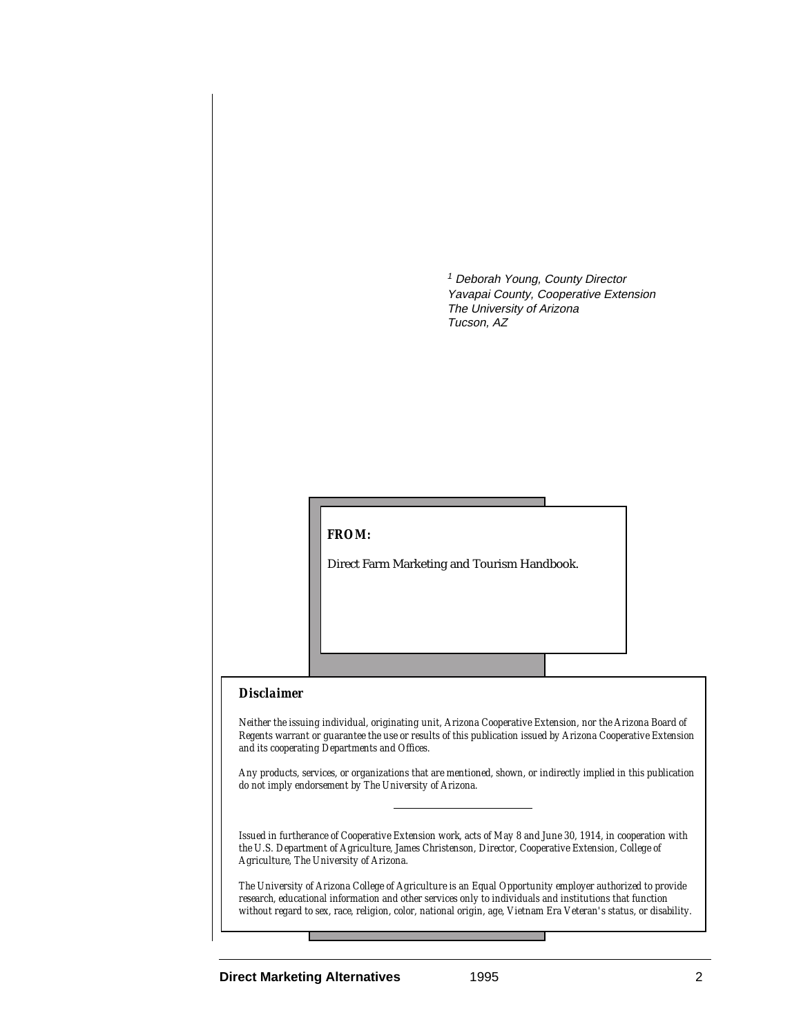[1] Deborah Young, County Director
Yavapai County, Cooperative Extension
The University of Arizona
Tucson, AZ

**FROM:**

Direct Farm Marketing and Tourism Handbook.

### *Disclaimer*

*Neither the issuing individual, originating unit, Arizona Cooperative Extension, nor the Arizona Board of Regents warrant or guarantee the use or results of this publication issued by Arizona Cooperative Extension and its cooperating Departments and Offices.*

*Any products, services, or organizations that are mentioned, shown, or indirectly implied in this publication do not imply endorsement by The University of Arizona.*

---

*Issued in furtherance of Cooperative Extension work, acts of May 8 and June 30, 1914, in cooperation with the U.S. Department of Agriculture, James Christenson, Director, Cooperative Extension, College of Agriculture, The University of Arizona.*

*The University of Arizona College of Agriculture is an Equal Opportunity employer authorized to provide research, educational information and other services only to individuals and institutions that function without regard to sex, race, religion, color, national origin, age, Vietnam Era Veteran's status, or disability.*